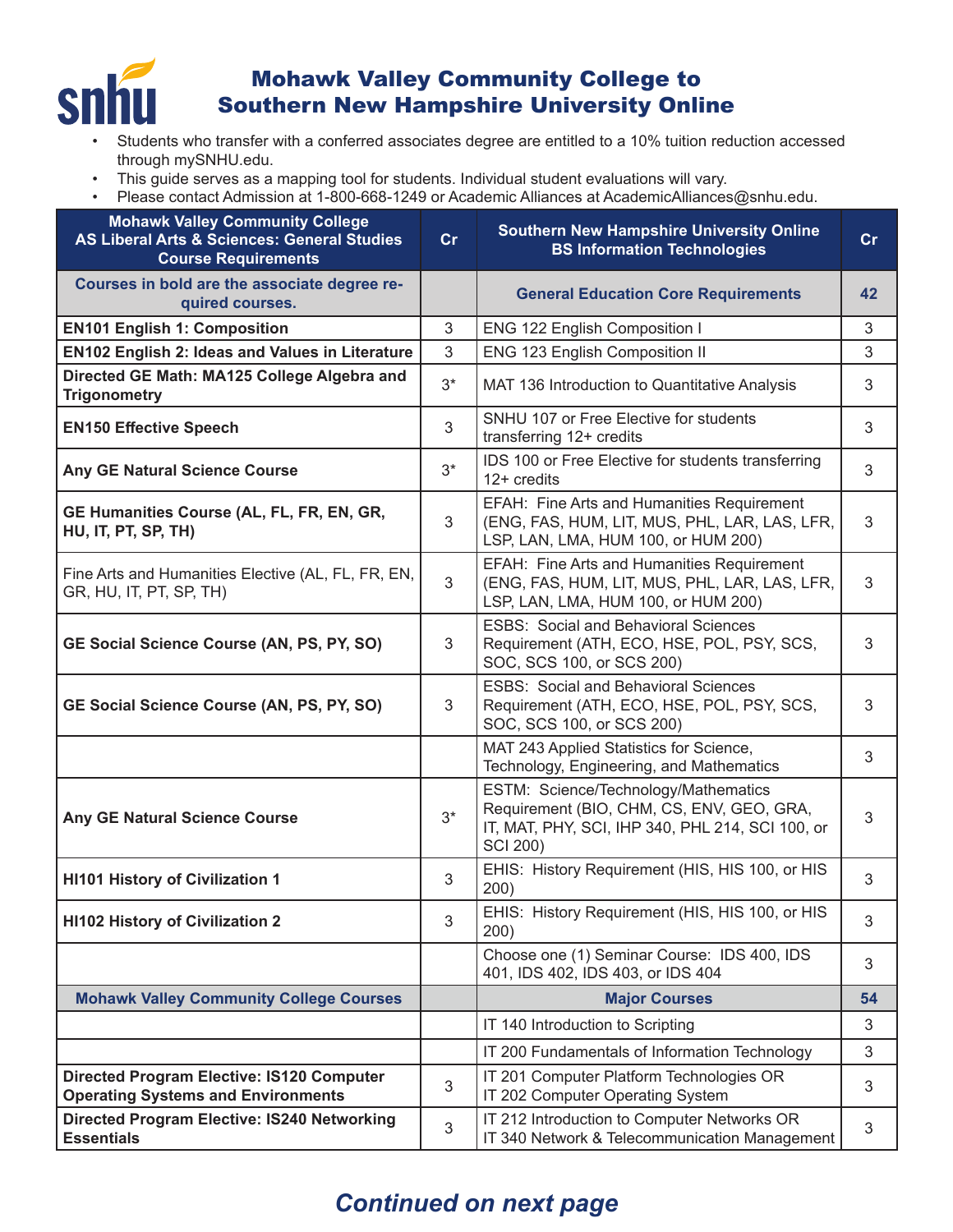# Mohawk Valley Community College to Southern New Hampshire University Online

- Students who transfer with a conferred associates degree are entitled to a 10% tuition reduction accessed through mySNHU.edu.
- This guide serves as a mapping tool for students. Individual student evaluations will vary.
- Please contact Admission at 1-800-668-1249 or Academic Alliances at AcademicAlliances@snhu.edu.

| Mohawk Valley Community College AS Liberal Arts & Sciences: General Studies Course Requirements | Cr | Southern New Hampshire University Online BS Information Technologies | Cr |
|---|---|---|---|
| **Courses in bold are the associate degree required courses.** | | **General Education Core Requirements** | **42** |
| **EN101 English 1: Composition** | 3 | ENG 122 English Composition I | 3 |
| **EN102 English 2: Ideas and Values in Literature** | 3 | ENG 123 English Composition II | 3 |
| **Directed GE Math: MA125 College Algebra and Trigonometry** | 3* | MAT 136 Introduction to Quantitative Analysis | 3 |
| **EN150 Effective Speech** | 3 | SNHU 107 or Free Elective for students transferring 12+ credits | 3 |
| **Any GE Natural Science Course** | 3* | IDS 100 or Free Elective for students transferring 12+ credits | 3 |
| **GE Humanities Course (AL, FL, FR, EN, GR, HU, IT, PT, SP, TH)** | 3 | EFAH: Fine Arts and Humanities Requirement (ENG, FAS, HUM, LIT, MUS, PHL, LAR, LAS, LFR, LSP, LAN, LMA, HUM 100, or HUM 200) | 3 |
| Fine Arts and Humanities Elective (AL, FL, FR, EN, GR, HU, IT, PT, SP, TH) | 3 | EFAH: Fine Arts and Humanities Requirement (ENG, FAS, HUM, LIT, MUS, PHL, LAR, LAS, LFR, LSP, LAN, LMA, HUM 100, or HUM 200) | 3 |
| **GE Social Science Course (AN, PS, PY, SO)** | 3 | ESBS: Social and Behavioral Sciences Requirement (ATH, ECO, HSE, POL, PSY, SCS, SOC, SCS 100, or SCS 200) | 3 |
| **GE Social Science Course (AN, PS, PY, SO)** | 3 | ESBS: Social and Behavioral Sciences Requirement (ATH, ECO, HSE, POL, PSY, SCS, SOC, SCS 100, or SCS 200) | 3 |
| | | MAT 243 Applied Statistics for Science, Technology, Engineering, and Mathematics | 3 |
| **Any GE Natural Science Course** | 3* | ESTM: Science/Technology/Mathematics Requirement (BIO, CHM, CS, ENV, GEO, GRA, IT, MAT, PHY, SCI, IHP 340, PHL 214, SCI 100, or SCI 200) | 3 |
| **HI101 History of Civilization 1** | 3 | EHIS: History Requirement (HIS, HIS 100, or HIS 200) | 3 |
| **HI102 History of Civilization 2** | 3 | EHIS: History Requirement (HIS, HIS 100, or HIS 200) | 3 |
| | | Choose one (1) Seminar Course: IDS 400, IDS 401, IDS 402, IDS 403, or IDS 404 | 3 |
| **Mohawk Valley Community College Courses** | | **Major Courses** | **54** |
| | | IT 140 Introduction to Scripting | 3 |
| | | IT 200 Fundamentals of Information Technology | 3 |
| **Directed Program Elective: IS120 Computer Operating Systems and Environments** | 3 | IT 201 Computer Platform Technologies OR IT 202 Computer Operating System | 3 |
| **Directed Program Elective: IS240 Networking Essentials** | 3 | IT 212 Introduction to Computer Networks OR IT 340 Network & Telecommunication Management | 3 |

***Continued on next page***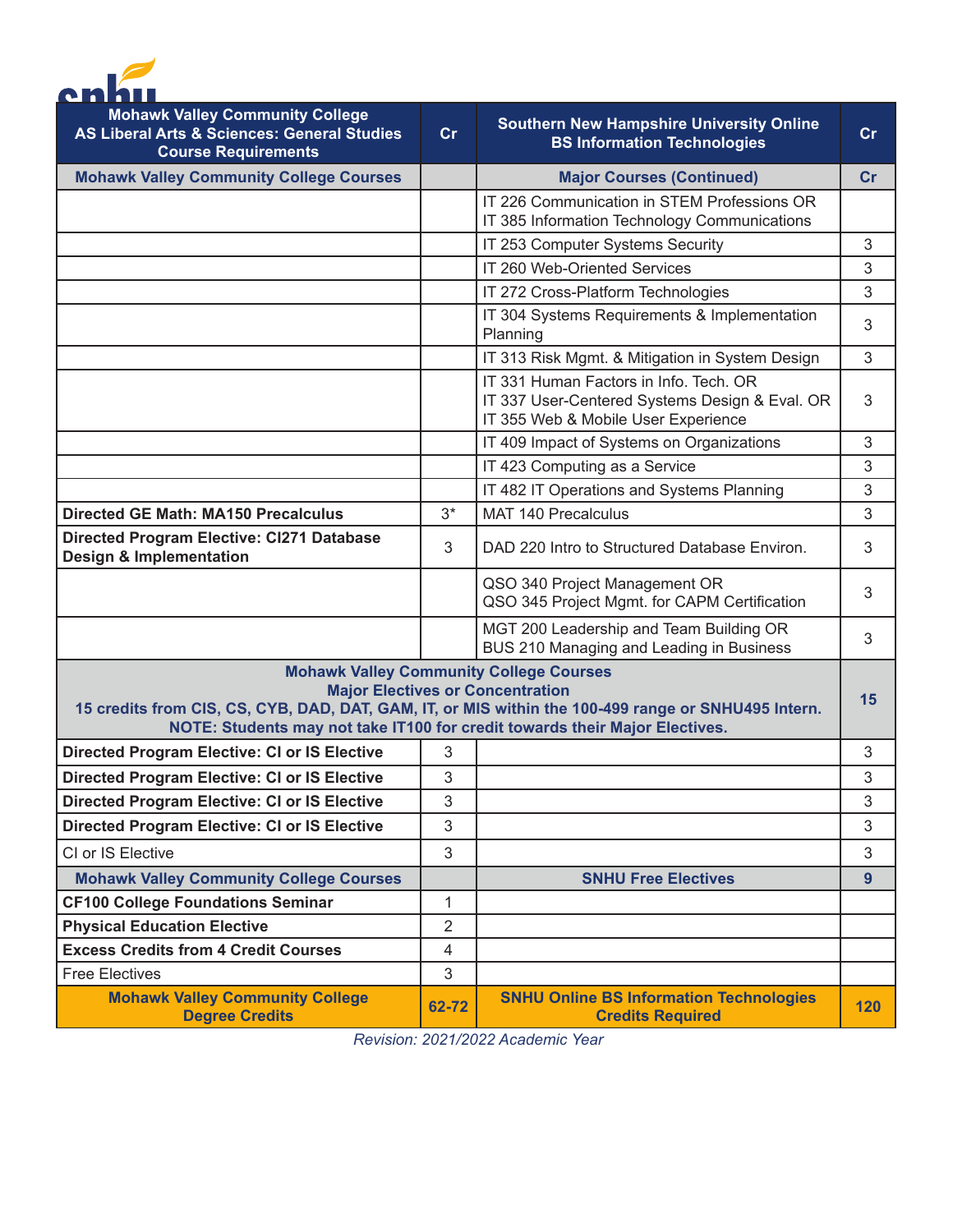| Mohawk Valley Community College<br>AS Liberal Arts & Sciences: General Studies<br>Course Requirements | Cr | Southern New Hampshire University Online<br>BS Information Technologies | Cr |
|---|---|---|---|
| **Mohawk Valley Community College Courses** | | **Major Courses (Continued)** | **Cr** |
| | | IT 226 Communication in STEM Professions OR<br>IT 385 Information Technology Communications | |
| | | IT 253 Computer Systems Security | 3 |
| | | IT 260 Web-Oriented Services | 3 |
| | | IT 272 Cross-Platform Technologies | 3 |
| | | IT 304 Systems Requirements & Implementation Planning | 3 |
| | | IT 313 Risk Mgmt. & Mitigation in System Design | 3 |
| | | IT 331 Human Factors in Info. Tech. OR<br>IT 337 User-Centered Systems Design & Eval. OR<br>IT 355 Web & Mobile User Experience | 3 |
| | | IT 409 Impact of Systems on Organizations | 3 |
| | | IT 423 Computing as a Service | 3 |
| | | IT 482 IT Operations and Systems Planning | 3 |
| **Directed GE Math: MA150 Precalculus** | 3* | MAT 140 Precalculus | 3 |
| **Directed Program Elective: CI271 Database Design & Implementation** | 3 | DAD 220 Intro to Structured Database Environ. | 3 |
| | | QSO 340 Project Management OR<br>QSO 345 Project Mgmt. for CAPM Certification | 3 |
| | | MGT 200 Leadership and Team Building OR<br>BUS 210 Managing and Leading in Business | 3 |
| **Mohawk Valley Community College Courses<br>Major Electives or Concentration<br>15 credits from CIS, CS, CYB, DAD, DAT, GAM, IT, or MIS within the 100-499 range or SNHU495 Intern.<br>NOTE: Students may not take IT100 for credit towards their Major Electives.** | | | **15** |
| **Directed Program Elective: CI or IS Elective** | 3 | | 3 |
| **Directed Program Elective: CI or IS Elective** | 3 | | 3 |
| **Directed Program Elective: CI or IS Elective** | 3 | | 3 |
| **Directed Program Elective: CI or IS Elective** | 3 | | 3 |
| CI or IS Elective | 3 | | 3 |
| **Mohawk Valley Community College Courses** | | **SNHU Free Electives** | **9** |
| **CF100 College Foundations Seminar** | 1 | | |
| **Physical Education Elective** | 2 | | |
| **Excess Credits from 4 Credit Courses** | 4 | | |
| Free Electives | 3 | | |
| **Mohawk Valley Community College Degree Credits** | **62-72** | **SNHU Online BS Information Technologies Credits Required** | **120** |

*Revision: 2021/2022 Academic Year*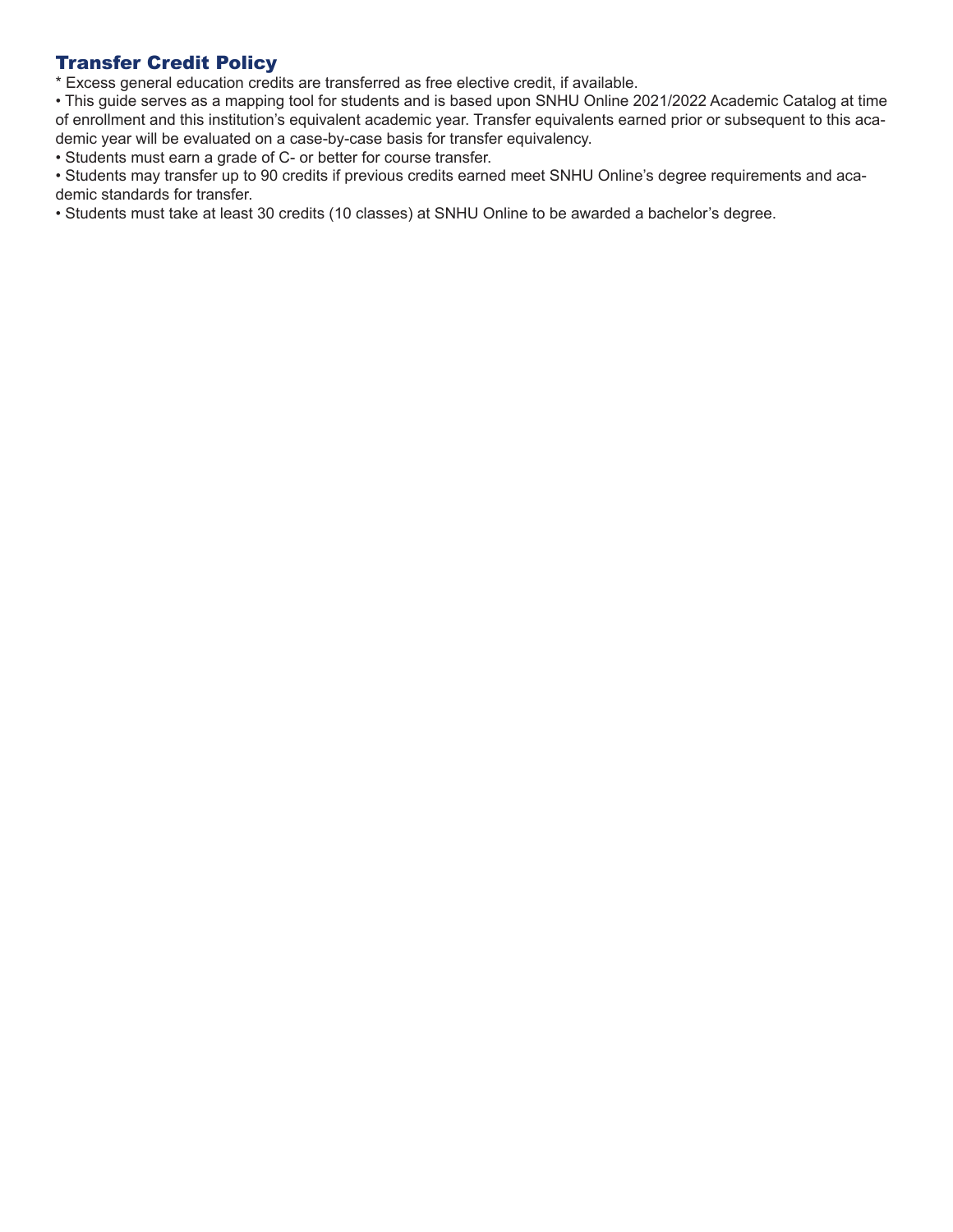## Transfer Credit Policy

* Excess general education credits are transferred as free elective credit, if available.

- This guide serves as a mapping tool for students and is based upon SNHU Online 2021/2022 Academic Catalog at time of enrollment and this institution's equivalent academic year. Transfer equivalents earned prior or subsequent to this academic year will be evaluated on a case-by-case basis for transfer equivalency.
- Students must earn a grade of C- or better for course transfer.
- Students may transfer up to 90 credits if previous credits earned meet SNHU Online's degree requirements and academic standards for transfer.
- Students must take at least 30 credits (10 classes) at SNHU Online to be awarded a bachelor's degree.